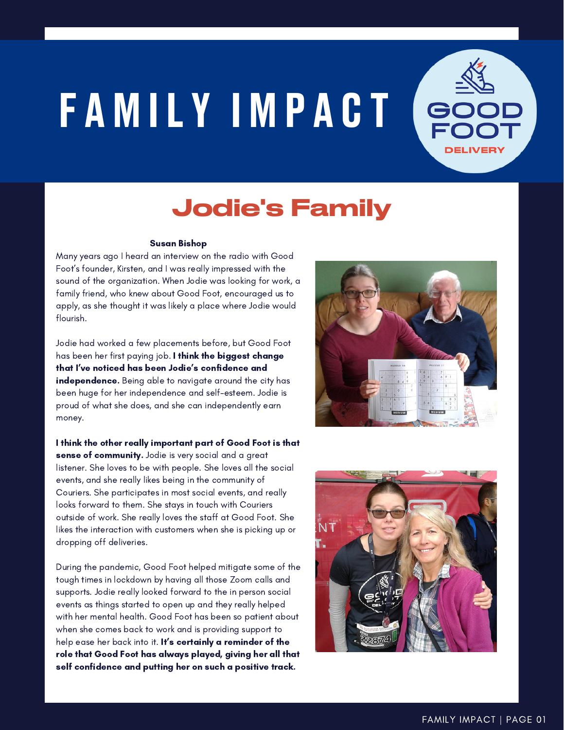# FAMILY IMPACT

GOOD FOOT DELIVERY

## Jodie's Family

**Susan Bishop**

Many years ago I heard an interview on the radio with Good Foot's founder, Kirsten, and I was really impressed with the sound of the organization. When Jodie was looking for work, a family friend, who knew about Good Foot, encouraged us to apply, as she thought it was likely a place where Jodie would flourish.

Jodie had worked a few placements before, but Good Foot has been her first paying job. **I think the biggest change that I've noticed has been Jodie's confidence and independence.** Being able to navigate around the city has been huge for her independence and self-esteem. Jodie is proud of what she does, and she can independently earn money.

**I think the other really important part of Good Foot is that sense of community.** Jodie is very social and a great listener. She loves to be with people. She loves all the social events, and she really likes being in the community of Couriers. She participates in most social events, and really looks forward to them. She stays in touch with Couriers outside of work. She really loves the staff at Good Foot. She likes the interaction with customers when she is picking up or dropping off deliveries.

During the pandemic, Good Foot helped mitigate some of the tough times in lockdown by having all those Zoom calls and supports. Jodie really looked forward to the in person social events as things started to open up and they really helped with her mental health. Good Foot has been so patient about when she comes back to work and is providing support to help ease her back into it. **It's certainly a reminder of the role that Good Foot has always played, giving her all that self confidence and putting her on such a positive track.**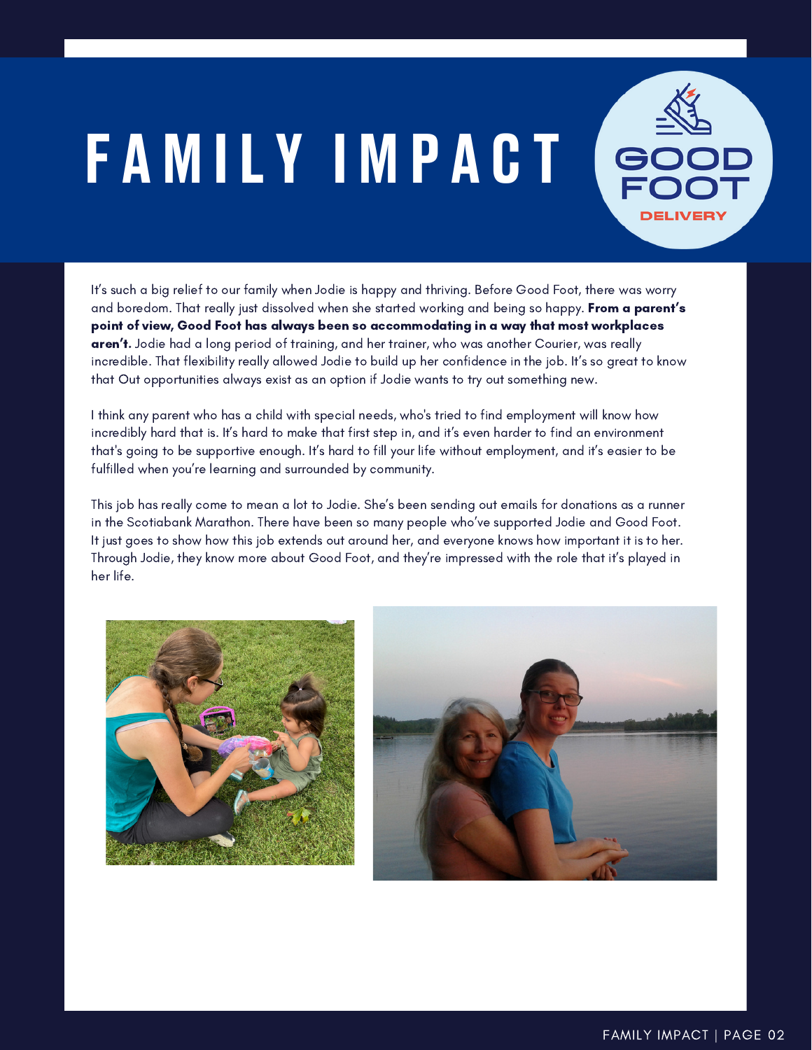# FAMILY IMPACT

GOOD FOOT DELIVERY

It's such a big relief to our family when Jodie is happy and thriving. Before Good Foot, there was worry and boredom. That really just dissolved when she started working and being so happy. **From a parent's point of view, Good Foot has always been so accommodating in a way that most workplaces aren't.** Jodie had a long period of training, and her trainer, who was another Courier, was really incredible. That flexibility really allowed Jodie to build up her confidence in the job. It's so great to know that Out opportunities always exist as an option if Jodie wants to try out something new.

I think any parent who has a child with special needs, who's tried to find employment will know how incredibly hard that is. It's hard to make that first step in, and it's even harder to find an environment that's going to be supportive enough. It's hard to fill your life without employment, and it's easier to be fulfilled when you're learning and surrounded by community.

This job has really come to mean a lot to Jodie. She's been sending out emails for donations as a runner in the Scotiabank Marathon. There have been so many people who've supported Jodie and Good Foot. It just goes to show how this job extends out around her, and everyone knows how important it is to her. Through Jodie, they know more about Good Foot, and they're impressed with the role that it's played in her life.